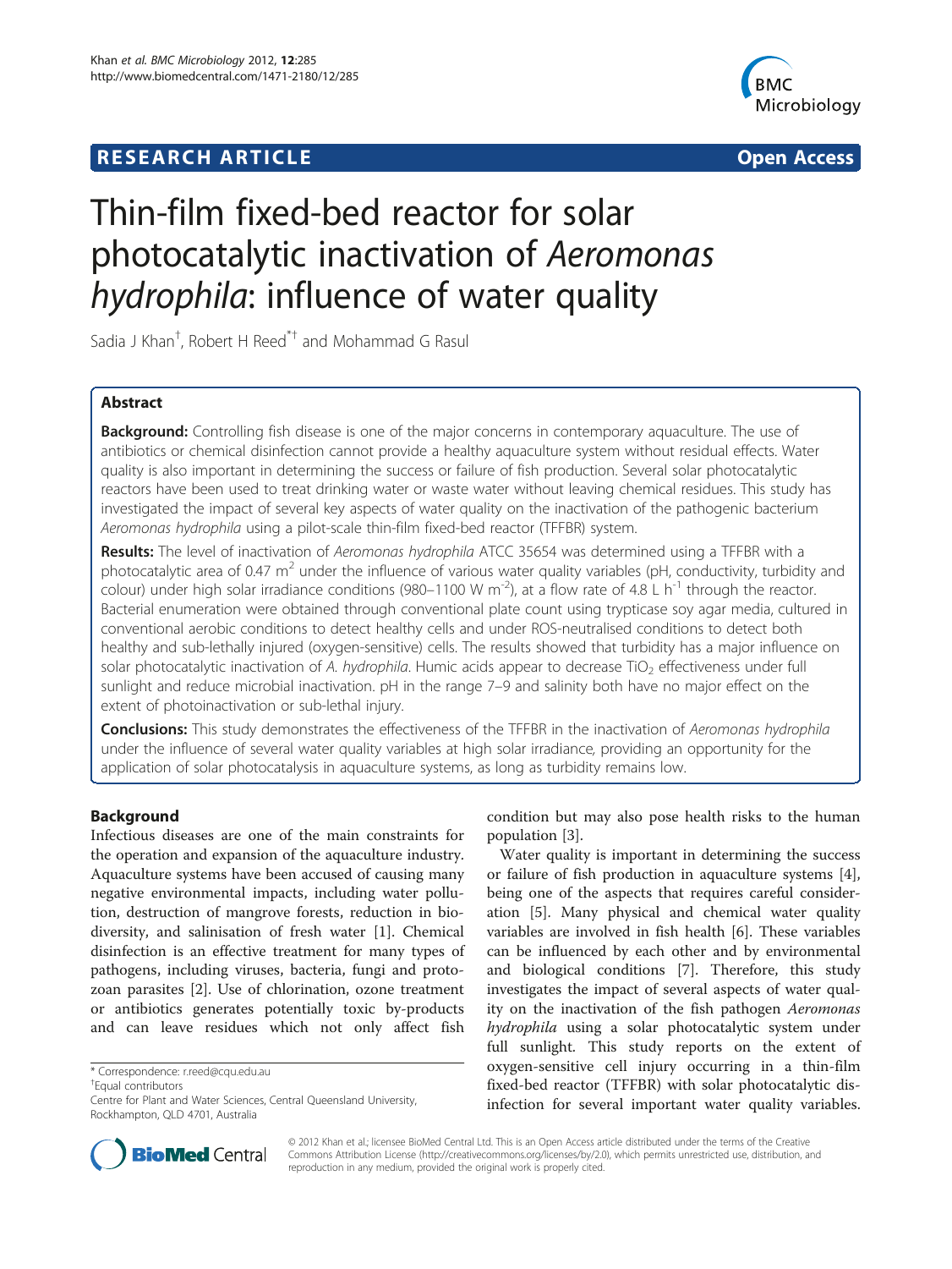**RESEARCH ARTICLE** **Open Access**

# Thin-film fixed-bed reactor for solar photocatalytic inactivation of *Aeromonas hydrophila*: influence of water quality

Sadia J Khan[†], Robert H Reed[*†] and Mohammad G Rasul

## Abstract

**Background:** Controlling fish disease is one of the major concerns in contemporary aquaculture. The use of antibiotics or chemical disinfection cannot provide a healthy aquaculture system without residual effects. Water quality is also important in determining the success or failure of fish production. Several solar photocatalytic reactors have been used to treat drinking water or waste water without leaving chemical residues. This study has investigated the impact of several key aspects of water quality on the inactivation of the pathogenic bacterium *Aeromonas hydrophila* using a pilot-scale thin-film fixed-bed reactor (TFFBR) system.

**Results:** The level of inactivation of *Aeromonas hydrophila* ATCC 35654 was determined using a TFFBR with a photocatalytic area of 0.47 $m^2$ under the influence of various water quality variables (pH, conductivity, turbidity and colour) under high solar irradiance conditions (980–1100 W $m^{-2}$), at a flow rate of 4.8 L $h^{-1}$ through the reactor. Bacterial enumeration were obtained through conventional plate count using trypticase soy agar media, cultured in conventional aerobic conditions to detect healthy cells and under ROS-neutralised conditions to detect both healthy and sub-lethally injured (oxygen-sensitive) cells. The results showed that turbidity has a major influence on solar photocatalytic inactivation of *A. hydrophila*. Humic acids appear to decrease $TiO_2$ effectiveness under full sunlight and reduce microbial inactivation. pH in the range 7–9 and salinity both have no major effect on the extent of photoinactivation or sub-lethal injury.

**Conclusions:** This study demonstrates the effectiveness of the TFFBR in the inactivation of *Aeromonas hydrophila* under the influence of several water quality variables at high solar irradiance, providing an opportunity for the application of solar photocatalysis in aquaculture systems, as long as turbidity remains low.

## Background

Infectious diseases are one of the main constraints for the operation and expansion of the aquaculture industry. Aquaculture systems have been accused of causing many negative environmental impacts, including water pollution, destruction of mangrove forests, reduction in biodiversity, and salinisation of fresh water [1]. Chemical disinfection is an effective treatment for many types of pathogens, including viruses, bacteria, fungi and protozoan parasites [2]. Use of chlorination, ozone treatment or antibiotics generates potentially toxic by-products and can leave residues which not only affect fish condition but may also pose health risks to the human population [3].

Water quality is important in determining the success or failure of fish production in aquaculture systems [4], being one of the aspects that requires careful consideration [5]. Many physical and chemical water quality variables are involved in fish health [6]. These variables can be influenced by each other and by environmental and biological conditions [7]. Therefore, this study investigates the impact of several aspects of water quality on the inactivation of the fish pathogen *Aeromonas hydrophila* using a solar photocatalytic system under full sunlight. This study reports on the extent of oxygen-sensitive cell injury occurring in a thin-film fixed-bed reactor (TFFBR) with solar photocatalytic disinfection for several important water quality variables.

\* Correspondence: r.reed@cqu.edu.au
†Equal contributors
Centre for Plant and Water Sciences, Central Queensland University, Rockhampton, QLD 4701, Australia

© 2012 Khan et al.; licensee BioMed Central Ltd. This is an Open Access article distributed under the terms of the Creative Commons Attribution License (http://creativecommons.org/licenses/by/2.0), which permits unrestricted use, distribution, and reproduction in any medium, provided the original work is properly cited.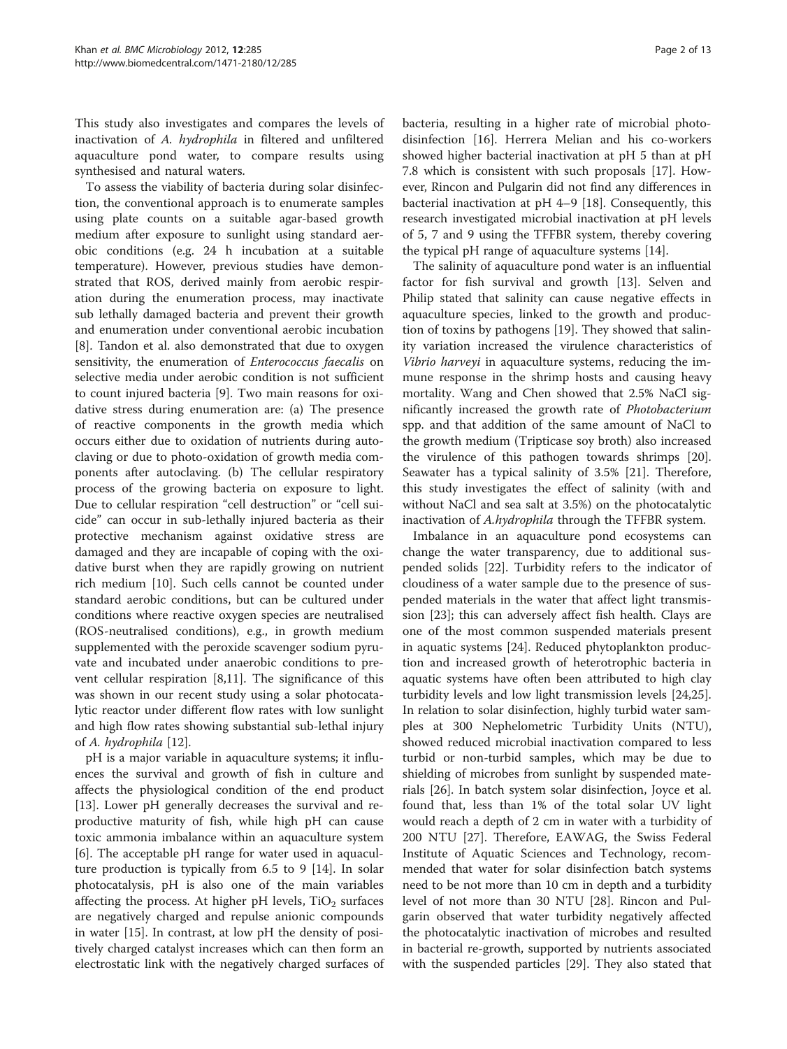This study also investigates and compares the levels of inactivation of *A. hydrophila* in filtered and unfiltered aquaculture pond water, to compare results using synthesised and natural waters.

To assess the viability of bacteria during solar disinfection, the conventional approach is to enumerate samples using plate counts on a suitable agar-based growth medium after exposure to sunlight using standard aerobic conditions (e.g. 24 h incubation at a suitable temperature). However, previous studies have demonstrated that ROS, derived mainly from aerobic respiration during the enumeration process, may inactivate sub lethally damaged bacteria and prevent their growth and enumeration under conventional aerobic incubation [8]. Tandon et al. also demonstrated that due to oxygen sensitivity, the enumeration of *Enterococcus faecalis* on selective media under aerobic condition is not sufficient to count injured bacteria [9]. Two main reasons for oxidative stress during enumeration are: (a) The presence of reactive components in the growth media which occurs either due to oxidation of nutrients during autoclaving or due to photo-oxidation of growth media components after autoclaving. (b) The cellular respiratory process of the growing bacteria on exposure to light. Due to cellular respiration "cell destruction" or "cell suicide" can occur in sub-lethally injured bacteria as their protective mechanism against oxidative stress are damaged and they are incapable of coping with the oxidative burst when they are rapidly growing on nutrient rich medium [10]. Such cells cannot be counted under standard aerobic conditions, but can be cultured under conditions where reactive oxygen species are neutralised (ROS-neutralised conditions), e.g., in growth medium supplemented with the peroxide scavenger sodium pyruvate and incubated under anaerobic conditions to prevent cellular respiration [8,11]. The significance of this was shown in our recent study using a solar photocatalytic reactor under different flow rates with low sunlight and high flow rates showing substantial sub-lethal injury of *A. hydrophila* [12].

pH is a major variable in aquaculture systems; it influences the survival and growth of fish in culture and affects the physiological condition of the end product [13]. Lower pH generally decreases the survival and reproductive maturity of fish, while high pH can cause toxic ammonia imbalance within an aquaculture system [6]. The acceptable pH range for water used in aquaculture production is typically from 6.5 to 9 [14]. In solar photocatalysis, pH is also one of the main variables affecting the process. At higher pH levels, $TiO_2$ surfaces are negatively charged and repulse anionic compounds in water [15]. In contrast, at low pH the density of positively charged catalyst increases which can then form an electrostatic link with the negatively charged surfaces of bacteria, resulting in a higher rate of microbial photo-disinfection [16]. Herrera Melian and his co-workers showed higher bacterial inactivation at pH 5 than at pH 7.8 which is consistent with such proposals [17]. However, Rincon and Pulgarin did not find any differences in bacterial inactivation at pH 4–9 [18]. Consequently, this research investigated microbial inactivation at pH levels of 5, 7 and 9 using the TFFBR system, thereby covering the typical pH range of aquaculture systems [14].

The salinity of aquaculture pond water is an influential factor for fish survival and growth [13]. Selven and Philip stated that salinity can cause negative effects in aquaculture species, linked to the growth and production of toxins by pathogens [19]. They showed that salinity variation increased the virulence characteristics of *Vibrio harveyi* in aquaculture systems, reducing the immune response in the shrimp hosts and causing heavy mortality. Wang and Chen showed that 2.5% NaCl significantly increased the growth rate of *Photobacterium* spp. and that addition of the same amount of NaCl to the growth medium (Tripticase soy broth) also increased the virulence of this pathogen towards shrimps [20]. Seawater has a typical salinity of 3.5% [21]. Therefore, this study investigates the effect of salinity (with and without NaCl and sea salt at 3.5%) on the photocatalytic inactivation of *A.hydrophila* through the TFFBR system.

Imbalance in an aquaculture pond ecosystems can change the water transparency, due to additional suspended solids [22]. Turbidity refers to the indicator of cloudiness of a water sample due to the presence of suspended materials in the water that affect light transmission [23]; this can adversely affect fish health. Clays are one of the most common suspended materials present in aquatic systems [24]. Reduced phytoplankton production and increased growth of heterotrophic bacteria in aquatic systems have often been attributed to high clay turbidity levels and low light transmission levels [24,25]. In relation to solar disinfection, highly turbid water samples at 300 Nephelometric Turbidity Units (NTU), showed reduced microbial inactivation compared to less turbid or non-turbid samples, which may be due to shielding of microbes from sunlight by suspended materials [26]. In batch system solar disinfection, Joyce et al. found that, less than 1% of the total solar UV light would reach a depth of 2 cm in water with a turbidity of 200 NTU [27]. Therefore, EAWAG, the Swiss Federal Institute of Aquatic Sciences and Technology, recommended that water for solar disinfection batch systems need to be not more than 10 cm in depth and a turbidity level of not more than 30 NTU [28]. Rincon and Pulgarin observed that water turbidity negatively affected the photocatalytic inactivation of microbes and resulted in bacterial re-growth, supported by nutrients associated with the suspended particles [29]. They also stated that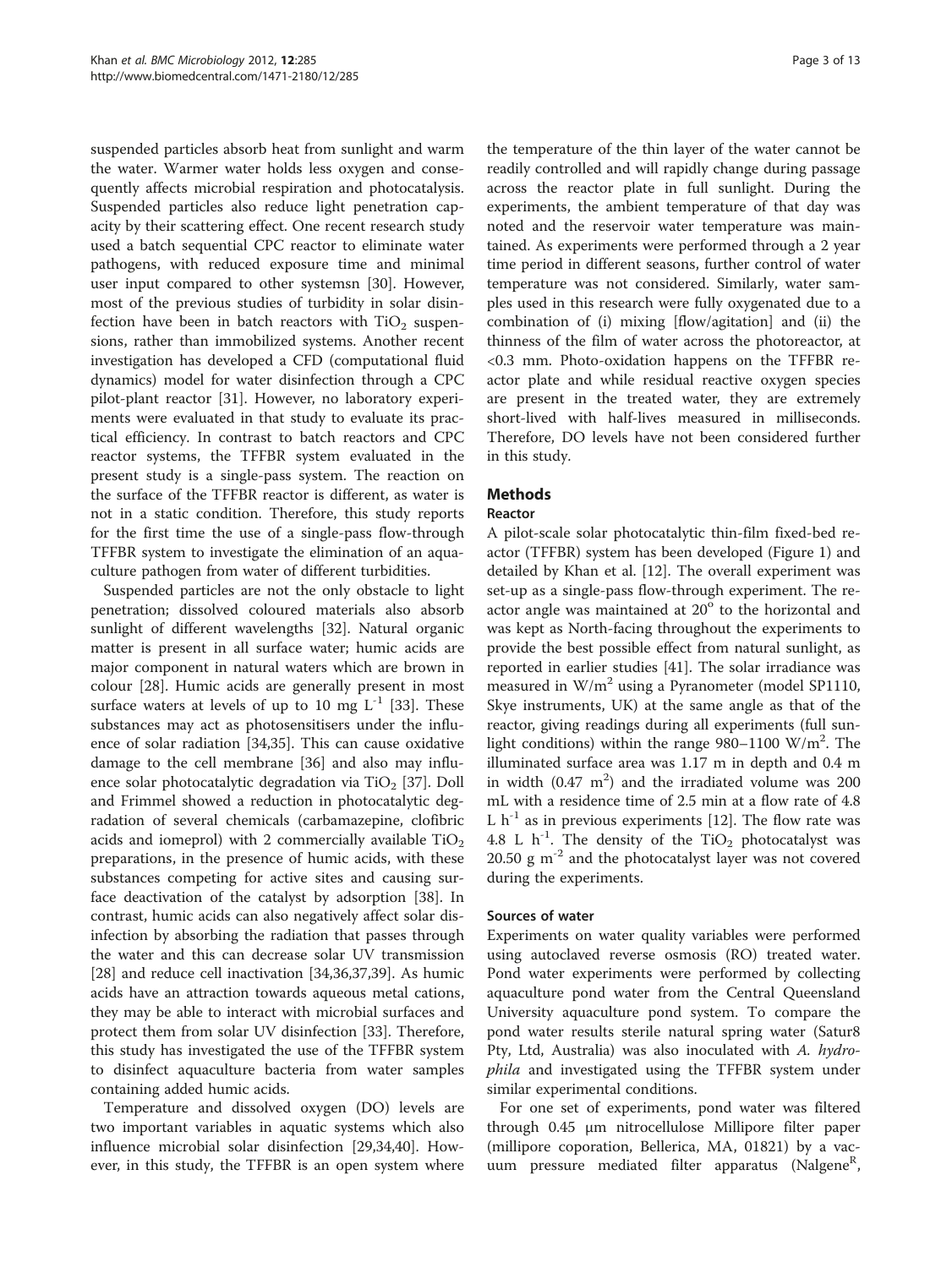suspended particles absorb heat from sunlight and warm the water. Warmer water holds less oxygen and consequently affects microbial respiration and photocatalysis. Suspended particles also reduce light penetration capacity by their scattering effect. One recent research study used a batch sequential CPC reactor to eliminate water pathogens, with reduced exposure time and minimal user input compared to other systemsn [30]. However, most of the previous studies of turbidity in solar disinfection have been in batch reactors with $TiO_2$ suspensions, rather than immobilized systems. Another recent investigation has developed a CFD (computational fluid dynamics) model for water disinfection through a CPC pilot-plant reactor [31]. However, no laboratory experiments were evaluated in that study to evaluate its practical efficiency. In contrast to batch reactors and CPC reactor systems, the TFFBR system evaluated in the present study is a single-pass system. The reaction on the surface of the TFFBR reactor is different, as water is not in a static condition. Therefore, this study reports for the first time the use of a single-pass flow-through TFFBR system to investigate the elimination of an aquaculture pathogen from water of different turbidities.

Suspended particles are not the only obstacle to light penetration; dissolved coloured materials also absorb sunlight of different wavelengths [32]. Natural organic matter is present in all surface water; humic acids are major component in natural waters which are brown in colour [28]. Humic acids are generally present in most surface waters at levels of up to 10 mg $L^{-1}$ [33]. These substances may act as photosensitisers under the influence of solar radiation [34,35]. This can cause oxidative damage to the cell membrane [36] and also may influence solar photocatalytic degradation via $TiO_2$ [37]. Doll and Frimmel showed a reduction in photocatalytic degradation of several chemicals (carbamazepine, clofibric acids and iomeprol) with 2 commercially available $TiO_2$ preparations, in the presence of humic acids, with these substances competing for active sites and causing surface deactivation of the catalyst by adsorption [38]. In contrast, humic acids can also negatively affect solar disinfection by absorbing the radiation that passes through the water and this can decrease solar UV transmission [28] and reduce cell inactivation [34,36,37,39]. As humic acids have an attraction towards aqueous metal cations, they may be able to interact with microbial surfaces and protect them from solar UV disinfection [33]. Therefore, this study has investigated the use of the TFFBR system to disinfect aquaculture bacteria from water samples containing added humic acids.

Temperature and dissolved oxygen (DO) levels are two important variables in aquatic systems which also influence microbial solar disinfection [29,34,40]. However, in this study, the TFFBR is an open system where the temperature of the thin layer of the water cannot be readily controlled and will rapidly change during passage across the reactor plate in full sunlight. During the experiments, the ambient temperature of that day was noted and the reservoir water temperature was maintained. As experiments were performed through a 2 year time period in different seasons, further control of water temperature was not considered. Similarly, water samples used in this research were fully oxygenated due to a combination of (i) mixing [flow/agitation] and (ii) the thinness of the film of water across the photoreactor, at <0.3 mm. Photo-oxidation happens on the TFFBR reactor plate and while residual reactive oxygen species are present in the treated water, they are extremely short-lived with half-lives measured in milliseconds. Therefore, DO levels have not been considered further in this study.

## Methods

### Reactor

A pilot-scale solar photocatalytic thin-film fixed-bed reactor (TFFBR) system has been developed (Figure 1) and detailed by Khan et al. [12]. The overall experiment was set-up as a single-pass flow-through experiment. The reactor angle was maintained at $20^{o}$ to the horizontal and was kept as North-facing throughout the experiments to provide the best possible effect from natural sunlight, as reported in earlier studies [41]. The solar irradiance was measured in $W/m^2$ using a Pyranometer (model SP1110, Skye instruments, UK) at the same angle as that of the reactor, giving readings during all experiments (full sunlight conditions) within the range 980–1100 $W/m^2$. The illuminated surface area was 1.17 m in depth and 0.4 m in width (0.47 $m^2$) and the irradiated volume was 200 mL with a residence time of 2.5 min at a flow rate of 4.8 L $h^{-1}$ as in previous experiments [12]. The flow rate was 4.8 L $h^{-1}$. The density of the $TiO_2$ photocatalyst was 20.50 g $m^{-2}$ and the photocatalyst layer was not covered during the experiments.

### Sources of water

Experiments on water quality variables were performed using autoclaved reverse osmosis (RO) treated water. Pond water experiments were performed by collecting aquaculture pond water from the Central Queensland University aquaculture pond system. To compare the pond water results sterile natural spring water (Satur8 Pty, Ltd, Australia) was also inoculated with *A. hydrophila* and investigated using the TFFBR system under similar experimental conditions.

For one set of experiments, pond water was filtered through 0.45 μm nitrocellulose Millipore filter paper (millipore coporation, Bellerica, MA, 01821) by a vacuum pressure mediated filter apparatus (Nalgene[R],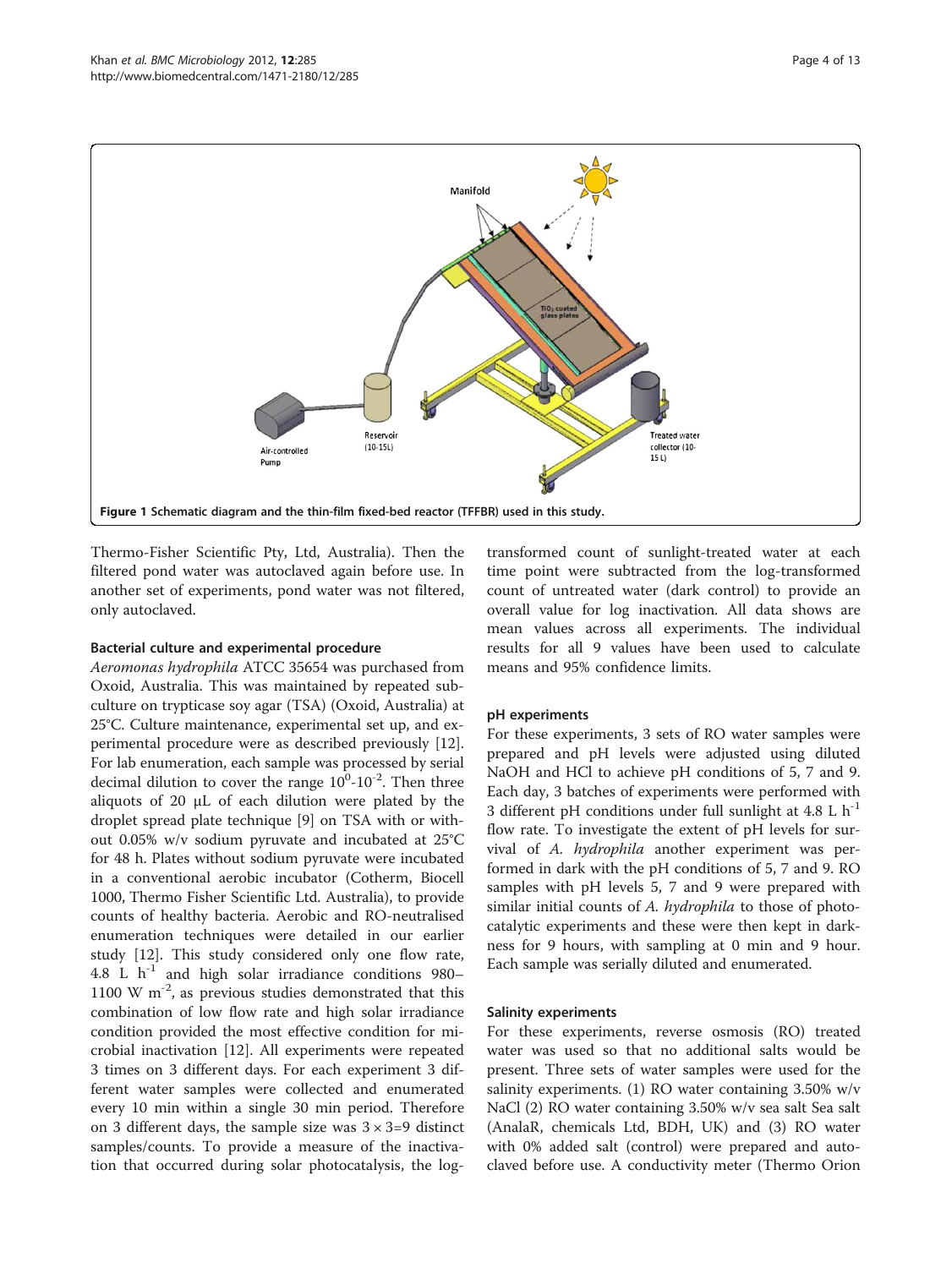Figure 1 Schematic diagram and the thin-film fixed-bed reactor (TFFBR) used in this study.

Thermo-Fisher Scientific Pty, Ltd, Australia). Then the filtered pond water was autoclaved again before use. In another set of experiments, pond water was not filtered, only autoclaved.

### Bacterial culture and experimental procedure

*Aeromonas hydrophila* ATCC 35654 was purchased from Oxoid, Australia. This was maintained by repeated subculture on trypticase soy agar (TSA) (Oxoid, Australia) at 25°C. Culture maintenance, experimental set up, and experimental procedure were as described previously [12]. For lab enumeration, each sample was processed by serial decimal dilution to cover the range $10^0$-$10^{-2}$. Then three aliquots of 20 μL of each dilution were plated by the droplet spread plate technique [9] on TSA with or without 0.05% w/v sodium pyruvate and incubated at 25°C for 48 h. Plates without sodium pyruvate were incubated in a conventional aerobic incubator (Cotherm, Biocell 1000, Thermo Fisher Scientific Ltd. Australia), to provide counts of healthy bacteria. Aerobic and RO-neutralised enumeration techniques were detailed in our earlier study [12]. This study considered only one flow rate, 4.8 L $h^{-1}$ and high solar irradiance conditions 980–1100 W $m^{-2}$, as previous studies demonstrated that this combination of low flow rate and high solar irradiance condition provided the most effective condition for microbial inactivation [12]. All experiments were repeated 3 times on 3 different days. For each experiment 3 different water samples were collected and enumerated every 10 min within a single 30 min period. Therefore on 3 different days, the sample size was $3 \times 3=9$ distinct samples/counts. To provide a measure of the inactivation that occurred during solar photocatalysis, the log-transformed count of sunlight-treated water at each time point were subtracted from the log-transformed count of untreated water (dark control) to provide an overall value for log inactivation. All data shows are mean values across all experiments. The individual results for all 9 values have been used to calculate means and 95% confidence limits.

### pH experiments

For these experiments, 3 sets of RO water samples were prepared and pH levels were adjusted using diluted NaOH and HCl to achieve pH conditions of 5, 7 and 9. Each day, 3 batches of experiments were performed with 3 different pH conditions under full sunlight at 4.8 L $h^{-1}$ flow rate. To investigate the extent of pH levels for survival of *A. hydrophila* another experiment was performed in dark with the pH conditions of 5, 7 and 9. RO samples with pH levels 5, 7 and 9 were prepared with similar initial counts of *A. hydrophila* to those of photocatalytic experiments and these were then kept in darkness for 9 hours, with sampling at 0 min and 9 hour. Each sample was serially diluted and enumerated.

### Salinity experiments

For these experiments, reverse osmosis (RO) treated water was used so that no additional salts would be present. Three sets of water samples were used for the salinity experiments. (1) RO water containing 3.50% w/v NaCl (2) RO water containing 3.50% w/v sea salt Sea salt (AnalaR, chemicals Ltd, BDH, UK) and (3) RO water with 0% added salt (control) were prepared and autoclaved before use. A conductivity meter (Thermo Orion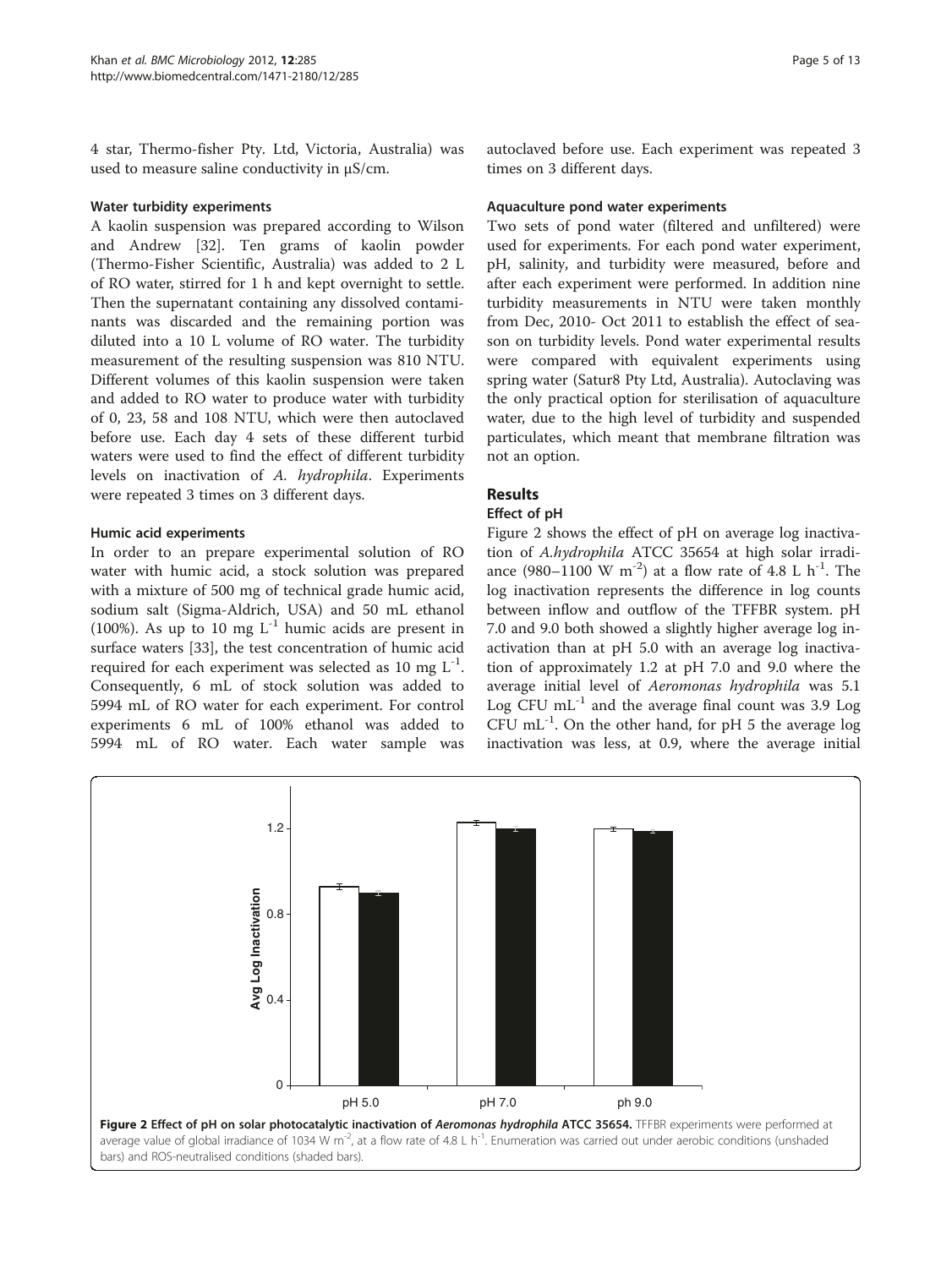4 star, Thermo-fisher Pty. Ltd, Victoria, Australia) was used to measure saline conductivity in μS/cm.

#### Water turbidity experiments

A kaolin suspension was prepared according to Wilson and Andrew [32]. Ten grams of kaolin powder (Thermo-Fisher Scientific, Australia) was added to 2 L of RO water, stirred for 1 h and kept overnight to settle. Then the supernatant containing any dissolved contaminants was discarded and the remaining portion was diluted into a 10 L volume of RO water. The turbidity measurement of the resulting suspension was 810 NTU. Different volumes of this kaolin suspension were taken and added to RO water to produce water with turbidity of 0, 23, 58 and 108 NTU, which were then autoclaved before use. Each day 4 sets of these different turbid waters were used to find the effect of different turbidity levels on inactivation of *A. hydrophila*. Experiments were repeated 3 times on 3 different days.

#### Humic acid experiments

In order to an prepare experimental solution of RO water with humic acid, a stock solution was prepared with a mixture of 500 mg of technical grade humic acid, sodium salt (Sigma-Aldrich, USA) and 50 mL ethanol (100%). As up to 10 mg $L^{-1}$ humic acids are present in surface waters [33], the test concentration of humic acid required for each experiment was selected as 10 mg $L^{-1}$. Consequently, 6 mL of stock solution was added to 5994 mL of RO water for each experiment. For control experiments 6 mL of 100% ethanol was added to 5994 mL of RO water. Each water sample was autoclaved before use. Each experiment was repeated 3 times on 3 different days.

#### Aquaculture pond water experiments

Two sets of pond water (filtered and unfiltered) were used for experiments. For each pond water experiment, pH, salinity, and turbidity were measured, before and after each experiment were performed. In addition nine turbidity measurements in NTU were taken monthly from Dec, 2010- Oct 2011 to establish the effect of season on turbidity levels. Pond water experimental results were compared with equivalent experiments using spring water (Satur8 Pty Ltd, Australia). Autoclaving was the only practical option for sterilisation of aquaculture water, due to the high level of turbidity and suspended particulates, which meant that membrane filtration was not an option.

## Results

### Effect of pH

Figure 2 shows the effect of pH on average log inactivation of *A.hydrophila* ATCC 35654 at high solar irradiance (980–1100 W $m^{-2}$) at a flow rate of 4.8 L $h^{-1}$. The log inactivation represents the difference in log counts between inflow and outflow of the TFFBR system. pH 7.0 and 9.0 both showed a slightly higher average log inactivation than at pH 5.0 with an average log inactivation of approximately 1.2 at pH 7.0 and 9.0 where the average initial level of *Aeromonas hydrophila* was 5.1 Log CFU $mL^{-1}$ and the average final count was 3.9 Log CFU $mL^{-1}$. On the other hand, for pH 5 the average log inactivation was less, at 0.9, where the average initial

**Figure 2 Effect of pH on solar photocatalytic inactivation of *Aeromonas hydrophila* ATCC 35654.** TFFBR experiments were performed at average value of global irradiance of 1034 W $m^{-2}$, at a flow rate of 4.8 L $h^{-1}$. Enumeration was carried out under aerobic conditions (unshaded bars) and ROS-neutralised conditions (shaded bars).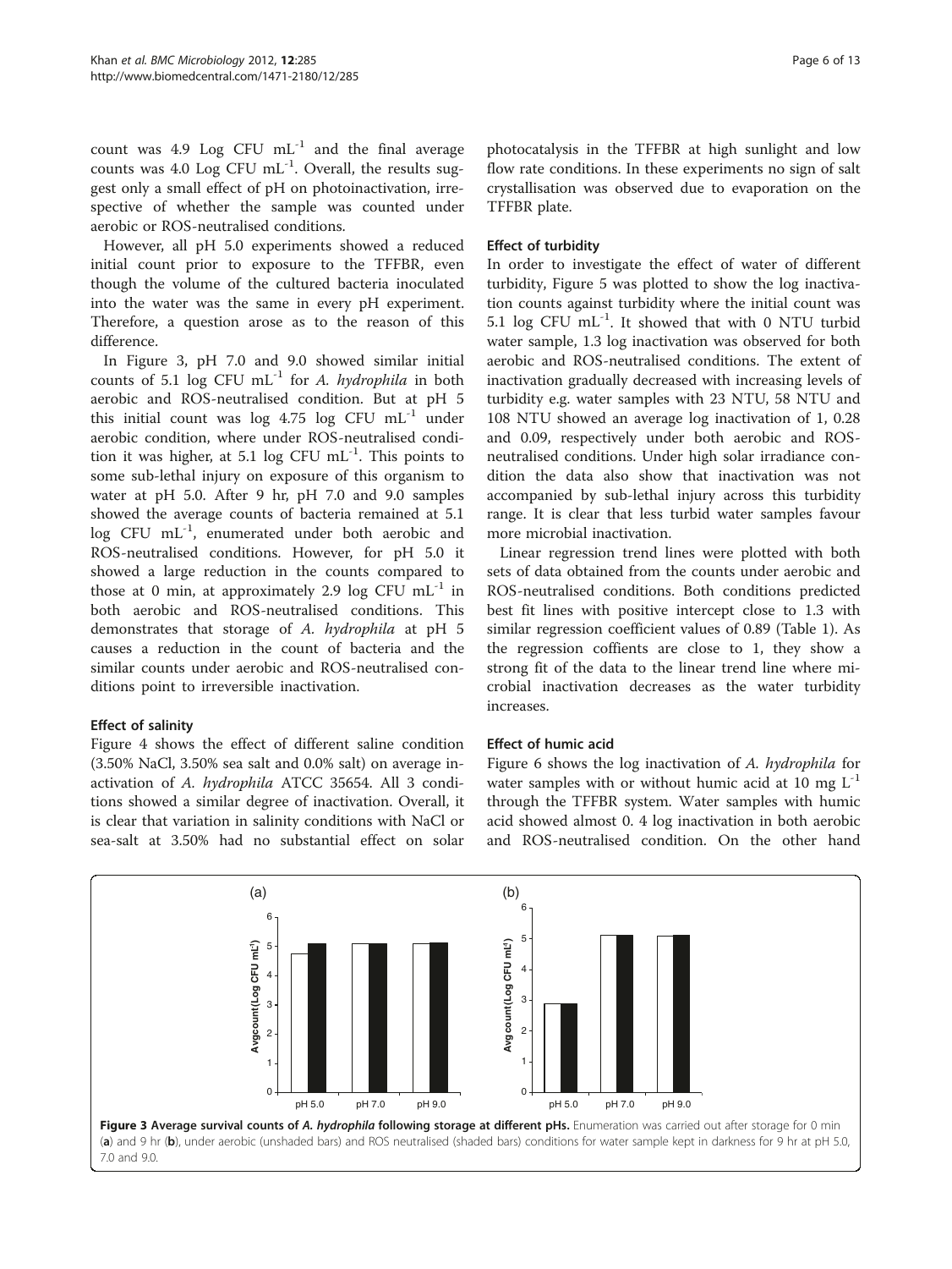count was 4.9 Log CFU $mL^{-1}$ and the final average counts was 4.0 Log CFU $mL^{-1}$. Overall, the results suggest only a small effect of pH on photoinactivation, irrespective of whether the sample was counted under aerobic or ROS-neutralised conditions.

However, all pH 5.0 experiments showed a reduced initial count prior to exposure to the TFFBR, even though the volume of the cultured bacteria inoculated into the water was the same in every pH experiment. Therefore, a question arose as to the reason of this difference.

In Figure 3, pH 7.0 and 9.0 showed similar initial counts of 5.1 log CFU $mL^{-1}$ for *A. hydrophila* in both aerobic and ROS-neutralised condition. But at pH 5 this initial count was log 4.75 log CFU $mL^{-1}$ under aerobic condition, where under ROS-neutralised condition it was higher, at 5.1 log CFU $mL^{-1}$. This points to some sub-lethal injury on exposure of this organism to water at pH 5.0. After 9 hr, pH 7.0 and 9.0 samples showed the average counts of bacteria remained at 5.1 log CFU $mL^{-1}$, enumerated under both aerobic and ROS-neutralised conditions. However, for pH 5.0 it showed a large reduction in the counts compared to those at 0 min, at approximately 2.9 log CFU $mL^{-1}$ in both aerobic and ROS-neutralised conditions. This demonstrates that storage of *A. hydrophila* at pH 5 causes a reduction in the count of bacteria and the similar counts under aerobic and ROS-neutralised conditions point to irreversible inactivation.

### Effect of salinity

Figure 4 shows the effect of different saline condition (3.50% NaCl, 3.50% sea salt and 0.0% salt) on average inactivation of *A. hydrophila* ATCC 35654. All 3 conditions showed a similar degree of inactivation. Overall, it is clear that variation in salinity conditions with NaCl or sea-salt at 3.50% had no substantial effect on solar photocatalysis in the TFFBR at high sunlight and low flow rate conditions. In these experiments no sign of salt crystallisation was observed due to evaporation on the TFFBR plate.

### Effect of turbidity

In order to investigate the effect of water of different turbidity, Figure 5 was plotted to show the log inactivation counts against turbidity where the initial count was 5.1 log CFU $mL^{-1}$. It showed that with 0 NTU turbid water sample, 1.3 log inactivation was observed for both aerobic and ROS-neutralised conditions. The extent of inactivation gradually decreased with increasing levels of turbidity e.g. water samples with 23 NTU, 58 NTU and 108 NTU showed an average log inactivation of 1, 0.28 and 0.09, respectively under both aerobic and ROS-neutralised conditions. Under high solar irradiance condition the data also show that inactivation was not accompanied by sub-lethal injury across this turbidity range. It is clear that less turbid water samples favour more microbial inactivation.

Linear regression trend lines were plotted with both sets of data obtained from the counts under aerobic and ROS-neutralised conditions. Both conditions predicted best fit lines with positive intercept close to 1.3 with similar regression coefficient values of 0.89 (Table 1). As the regression coffients are close to 1, they show a strong fit of the data to the linear trend line where microbial inactivation decreases as the water turbidity increases.

### Effect of humic acid

Figure 6 shows the log inactivation of *A. hydrophila* for water samples with or without humic acid at 10 mg $L^{-1}$ through the TFFBR system. Water samples with humic acid showed almost 0. 4 log inactivation in both aerobic and ROS-neutralised condition. On the other hand

**Figure 3 Average survival counts of *A. hydrophila* following storage at different pHs.** Enumeration was carried out after storage for 0 min (**a**) and 9 hr (**b**), under aerobic (unshaded bars) and ROS neutralised (shaded bars) conditions for water sample kept in darkness for 9 hr at pH 5.0, 7.0 and 9.0.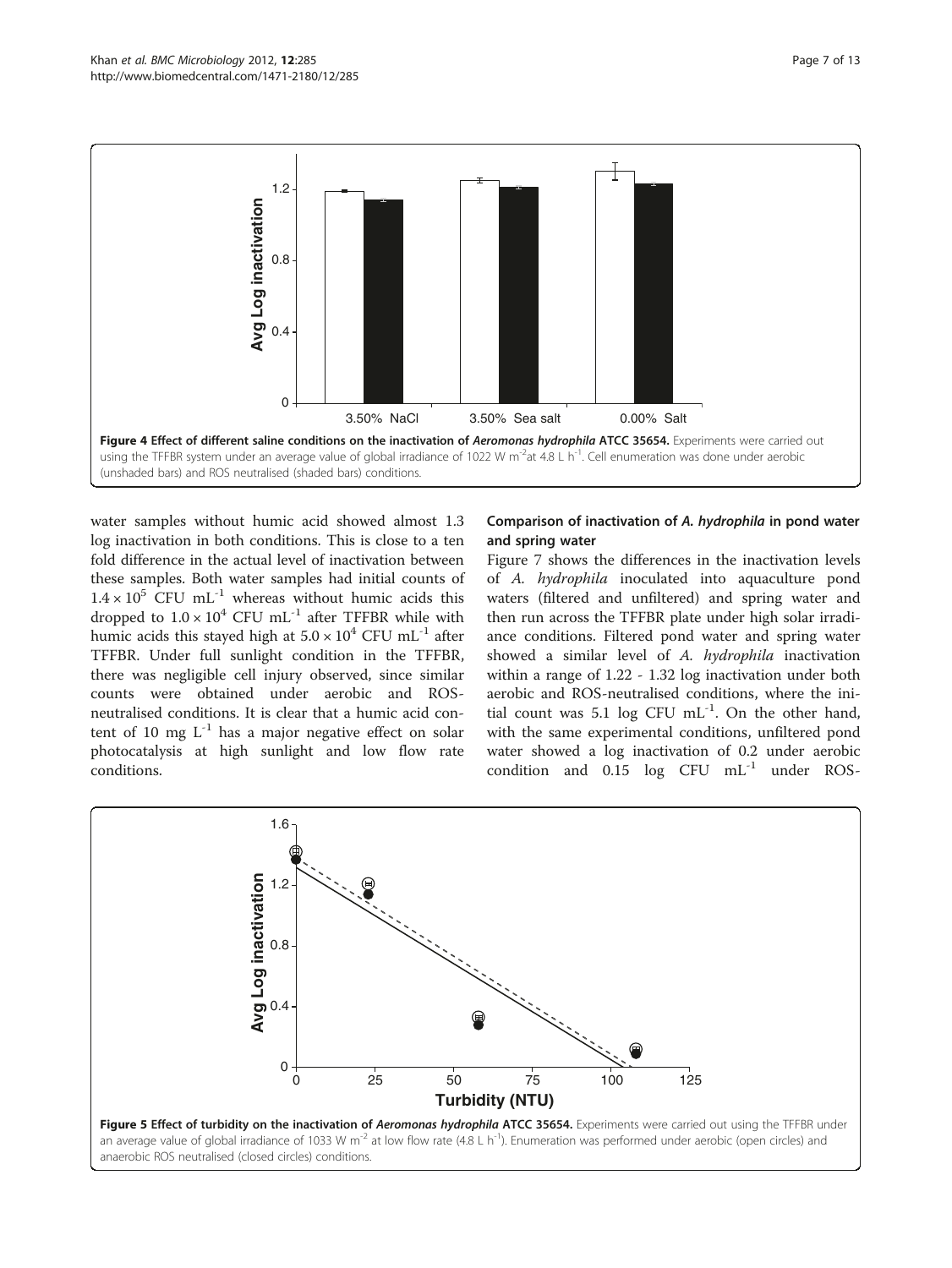Figure 4 Effect of different saline conditions on the inactivation of *Aeromonas hydrophila* ATCC 35654. Experiments were carried out using the TFFBR system under an average value of global irradiance of 1022 W $m^{-2}$ at 4.8 L $h^{-1}$. Cell enumeration was done under aerobic (unshaded bars) and ROS neutralised (shaded bars) conditions.

water samples without humic acid showed almost 1.3 log inactivation in both conditions. This is close to a ten fold difference in the actual level of inactivation between these samples. Both water samples had initial counts of $1.4 \times 10^5$ CFU $mL^{-1}$ whereas without humic acids this dropped to $1.0 \times 10^4$ CFU $mL^{-1}$ after TFFBR while with humic acids this stayed high at $5.0 \times 10^4$ CFU $mL^{-1}$ after TFFBR. Under full sunlight condition in the TFFBR, there was negligible cell injury observed, since similar counts were obtained under aerobic and ROS-neutralised conditions. It is clear that a humic acid content of 10 mg $L^{-1}$ has a major negative effect on solar photocatalysis at high sunlight and low flow rate conditions.

### Comparison of inactivation of *A. hydrophila* in pond water and spring water

Figure 7 shows the differences in the inactivation levels of *A. hydrophila* inoculated into aquaculture pond waters (filtered and unfiltered) and spring water and then run across the TFFBR plate under high solar irradiance conditions. Filtered pond water and spring water showed a similar level of *A. hydrophila* inactivation within a range of 1.22 - 1.32 log inactivation under both aerobic and ROS-neutralised conditions, where the initial count was 5.1 log CFU $mL^{-1}$. On the other hand, with the same experimental conditions, unfiltered pond water showed a log inactivation of 0.2 under aerobic condition and 0.15 log CFU $mL^{-1}$ under ROS-

Figure 5 Effect of turbidity on the inactivation of *Aeromonas hydrophila* ATCC 35654. Experiments were carried out using the TFFBR under an average value of global irradiance of 1033 W $m^{-2}$ at low flow rate (4.8 L $h^{-1}$). Enumeration was performed under aerobic (open circles) and anaerobic ROS neutralised (closed circles) conditions.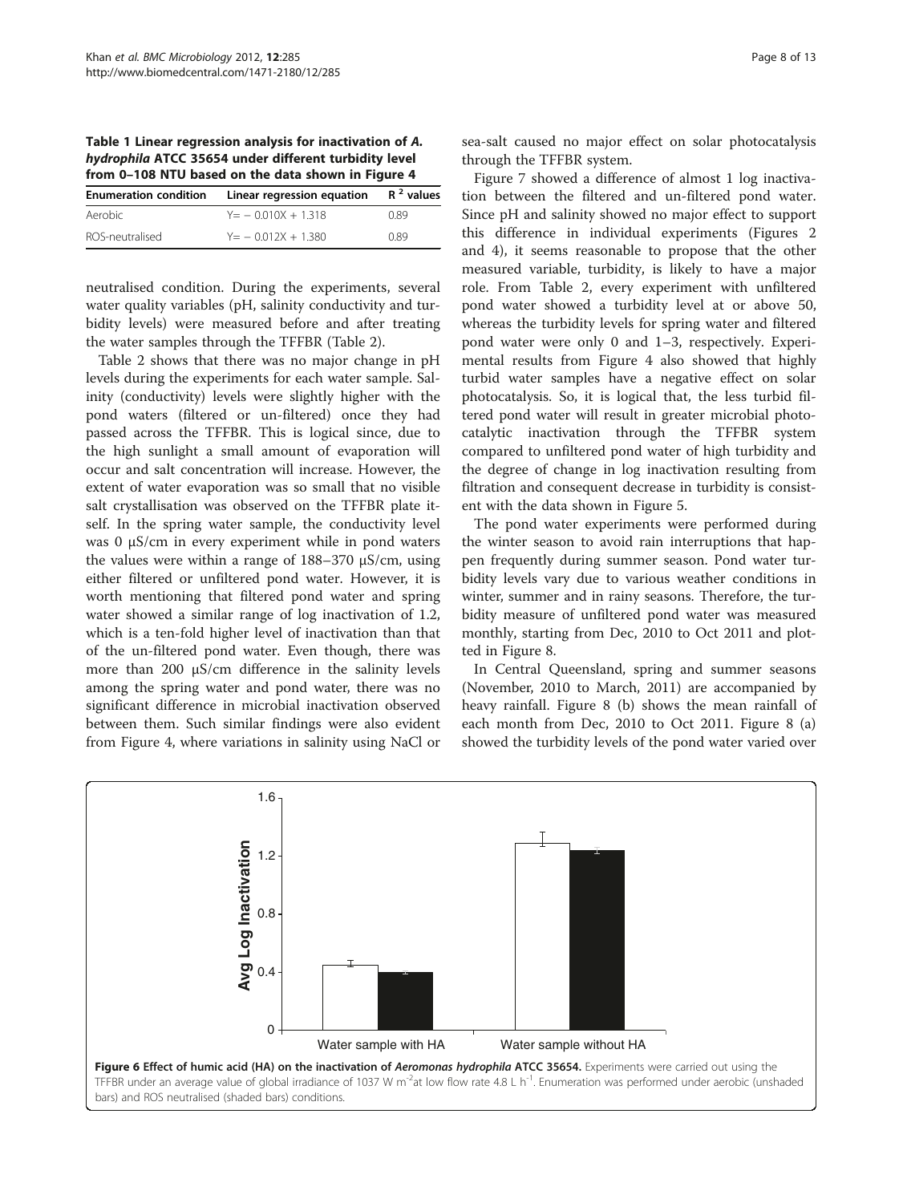**Table 1 Linear regression analysis for inactivation of *A. hydrophila* ATCC 35654 under different turbidity level from 0–108 NTU based on the data shown in Figure 4**

| Enumeration condition | Linear regression equation | $R^2$ values |
|---|---|---|
| Aerobic | $Y = -0.010X + 1.318$ | 0.89 |
| ROS-neutralised | $Y = -0.012X + 1.380$ | 0.89 |

neutralised condition. During the experiments, several water quality variables (pH, salinity conductivity and turbidity levels) were measured before and after treating the water samples through the TFFBR (Table 2).

Table 2 shows that there was no major change in pH levels during the experiments for each water sample. Salinity (conductivity) levels were slightly higher with the pond waters (filtered or un-filtered) once they had passed across the TFFBR. This is logical since, due to the high sunlight a small amount of evaporation will occur and salt concentration will increase. However, the extent of water evaporation was so small that no visible salt crystallisation was observed on the TFFBR plate itself. In the spring water sample, the conductivity level was 0 μS/cm in every experiment while in pond waters the values were within a range of 188–370 μS/cm, using either filtered or unfiltered pond water. However, it is worth mentioning that filtered pond water and spring water showed a similar range of log inactivation of 1.2, which is a ten-fold higher level of inactivation than that of the un-filtered pond water. Even though, there was more than 200 μS/cm difference in the salinity levels among the spring water and pond water, there was no significant difference in microbial inactivation observed between them. Such similar findings were also evident from Figure 4, where variations in salinity using NaCl or sea-salt caused no major effect on solar photocatalysis through the TFFBR system.

Figure 7 showed a difference of almost 1 log inactivation between the filtered and un-filtered pond water. Since pH and salinity showed no major effect to support this difference in individual experiments (Figures 2 and 4), it seems reasonable to propose that the other measured variable, turbidity, is likely to have a major role. From Table 2, every experiment with unfiltered pond water showed a turbidity level at or above 50, whereas the turbidity levels for spring water and filtered pond water were only 0 and 1–3, respectively. Experimental results from Figure 4 also showed that highly turbid water samples have a negative effect on solar photocatalysis. So, it is logical that, the less turbid filtered pond water will result in greater microbial photocatalytic inactivation through the TFFBR system compared to unfiltered pond water of high turbidity and the degree of change in log inactivation resulting from filtration and consequent decrease in turbidity is consistent with the data shown in Figure 5.

The pond water experiments were performed during the winter season to avoid rain interruptions that happen frequently during summer season. Pond water turbidity levels vary due to various weather conditions in winter, summer and in rainy seasons. Therefore, the turbidity measure of unfiltered pond water was measured monthly, starting from Dec, 2010 to Oct 2011 and plotted in Figure 8.

In Central Queensland, spring and summer seasons (November, 2010 to March, 2011) are accompanied by heavy rainfall. Figure 8 (b) shows the mean rainfall of each month from Dec, 2010 to Oct 2011. Figure 8 (a) showed the turbidity levels of the pond water varied over

**Figure 6 Effect of humic acid (HA) on the inactivation of *Aeromonas hydrophila* ATCC 35654.** Experiments were carried out using the TFFBR under an average value of global irradiance of 1037 W $m^{-2}$ at low flow rate 4.8 L $h^{-1}$. Enumeration was performed under aerobic (unshaded bars) and ROS neutralised (shaded bars) conditions.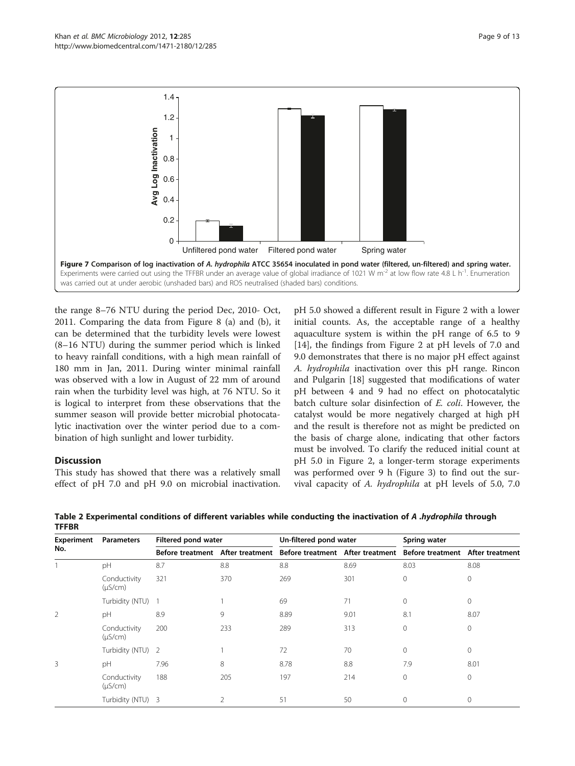**Figure 7 Comparison of log inactivation of *A. hydrophila* ATCC 35654 inoculated in pond water (filtered, un-filtered) and spring water.** Experiments were carried out using the TFFBR under an average value of global irradiance of 1021 W m$^{-2}$ at low flow rate 4.8 L h$^{-1}$. Enumeration was carried out at under aerobic (unshaded bars) and ROS neutralised (shaded bars) conditions.

the range 8–76 NTU during the period Dec, 2010- Oct, 2011. Comparing the data from Figure 8 (a) and (b), it can be determined that the turbidity levels were lowest (8–16 NTU) during the summer period which is linked to heavy rainfall conditions, with a high mean rainfall of 180 mm in Jan, 2011. During winter minimal rainfall was observed with a low in August of 22 mm of around rain when the turbidity level was high, at 76 NTU. So it is logical to interpret from these observations that the summer season will provide better microbial photocatalytic inactivation over the winter period due to a combination of high sunlight and lower turbidity.

## Discussion

This study has showed that there was a relatively small effect of pH 7.0 and pH 9.0 on microbial inactivation. pH 5.0 showed a different result in Figure 2 with a lower initial counts. As, the acceptable range of a healthy aquaculture system is within the pH range of 6.5 to 9 [14], the findings from Figure 2 at pH levels of 7.0 and 9.0 demonstrates that there is no major pH effect against *A. hydrophila* inactivation over this pH range. Rincon and Pulgarin [18] suggested that modifications of water pH between 4 and 9 had no effect on photocatalytic batch culture solar disinfection of *E. coli*. However, the catalyst would be more negatively charged at high pH and the result is therefore not as might be predicted on the basis of charge alone, indicating that other factors must be involved. To clarify the reduced initial count at pH 5.0 in Figure 2, a longer-term storage experiments was performed over 9 h (Figure 3) to find out the survival capacity of *A. hydrophila* at pH levels of 5.0, 7.0

**Table 2 Experimental conditions of different variables while conducting the inactivation of *A .hydrophila* through TFFBR**

| Experiment No. | Parameters | Filtered pond water | | Un-filtered pond water | | Spring water | |
|---|---|---|---|---|---|---|---|
| | | Before treatment | After treatment | Before treatment | After treatment | Before treatment | After treatment |
| 1 | pH | 8.7 | 8.8 | 8.8 | 8.69 | 8.03 | 8.08 |
| | Conductivity (μS/cm) | 321 | 370 | 269 | 301 | 0 | 0 |
| | Turbidity (NTU) | 1 | 1 | 69 | 71 | 0 | 0 |
| 2 | pH | 8.9 | 9 | 8.89 | 9.01 | 8.1 | 8.07 |
| | Conductivity (μS/cm) | 200 | 233 | 289 | 313 | 0 | 0 |
| | Turbidity (NTU) | 2 | 1 | 72 | 70 | 0 | 0 |
| 3 | pH | 7.96 | 8 | 8.78 | 8.8 | 7.9 | 8.01 |
| | Conductivity (μS/cm) | 188 | 205 | 197 | 214 | 0 | 0 |
| | Turbidity (NTU) | 3 | 2 | 51 | 50 | 0 | 0 |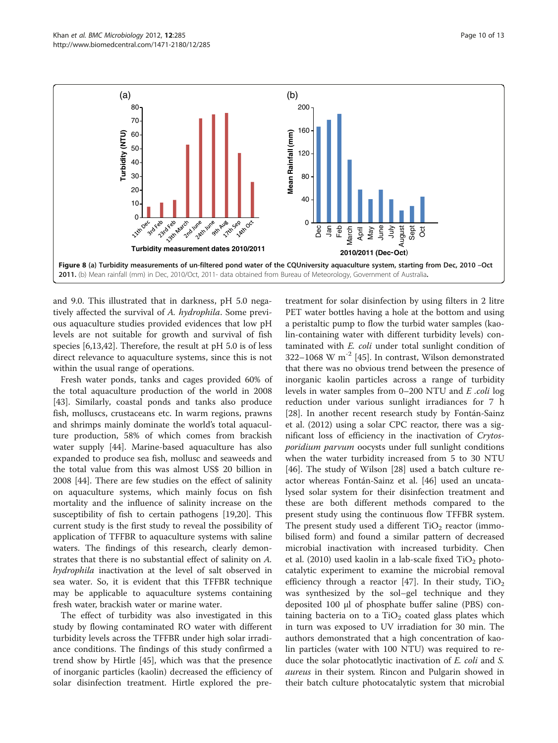**Figure 8** **(a) Turbidity measurements of un-filtered pond water of the CQUniversity aquaculture system, starting from Dec, 2010 –Oct 2011.** (b) Mean rainfall (mm) in Dec, 2010/Oct, 2011- data obtained from Bureau of Meteorology, Government of Australia.

and 9.0. This illustrated that in darkness, pH 5.0 negatively affected the survival of *A. hydrophila*. Some previous aquaculture studies provided evidences that low pH levels are not suitable for growth and survival of fish species [6,13,42]. Therefore, the result at pH 5.0 is of less direct relevance to aquaculture systems, since this is not within the usual range of operations.

Fresh water ponds, tanks and cages provided 60% of the total aquaculture production of the world in 2008 [43]. Similarly, coastal ponds and tanks also produce fish, molluscs, crustaceans etc. In warm regions, prawns and shrimps mainly dominate the world's total aquaculture production, 58% of which comes from brackish water supply [44]. Marine-based aquaculture has also expanded to produce sea fish, mollusc and seaweeds and the total value from this was almost US$ 20 billion in 2008 [44]. There are few studies on the effect of salinity on aquaculture systems, which mainly focus on fish mortality and the influence of salinity increase on the susceptibility of fish to certain pathogens [19,20]. This current study is the first study to reveal the possibility of application of TFFBR to aquaculture systems with saline waters. The findings of this research, clearly demonstrates that there is no substantial effect of salinity on *A. hydrophila* inactivation at the level of salt observed in sea water. So, it is evident that this TFFBR technique may be applicable to aquaculture systems containing fresh water, brackish water or marine water.

The effect of turbidity was also investigated in this study by flowing contaminated RO water with different turbidity levels across the TFFBR under high solar irradiance conditions. The findings of this study confirmed a trend show by Hirtle [45], which was that the presence of inorganic particles (kaolin) decreased the efficiency of solar disinfection treatment. Hirtle explored the pretreatment for solar disinfection by using filters in 2 litre PET water bottles having a hole at the bottom and using a peristaltic pump to flow the turbid water samples (kaolin-containing water with different turbidity levels) contaminated with *E. coli* under total sunlight condition of 322–1068 W $m^{-2}$ [45]. In contrast, Wilson demonstrated that there was no obvious trend between the presence of inorganic kaolin particles across a range of turbidity levels in water samples from 0–200 NTU and *E .coli* log reduction under various sunlight irradiances for 7 h [28]. In another recent research study by Fontán-Sainz et al. (2012) using a solar CPC reactor, there was a significant loss of efficiency in the inactivation of *Crytosporidium parvum* oocysts under full sunlight conditions when the water turbidity increased from 5 to 30 NTU [46]. The study of Wilson [28] used a batch culture reactor whereas Fontán-Sainz et al. [46] used an uncatalysed solar system for their disinfection treatment and these are both different methods compared to the present study using the continuous flow TFFBR system. The present study used a different $TiO_2$ reactor (immobilised form) and found a similar pattern of decreased microbial inactivation with increased turbidity. Chen et al. (2010) used kaolin in a lab-scale fixed $TiO_2$ photocatalytic experiment to examine the microbial removal efficiency through a reactor [47]. In their study, $TiO_2$ was synthesized by the sol–gel technique and they deposited 100 μl of phosphate buffer saline (PBS) containing bacteria on to a $TiO_2$ coated glass plates which in turn was exposed to UV irradiation for 30 min. The authors demonstrated that a high concentration of kaolin particles (water with 100 NTU) was required to reduce the solar photocatlytic inactivation of *E. coli* and *S. aureus* in their system*.* Rincon and Pulgarin showed in their batch culture photocatalytic system that microbial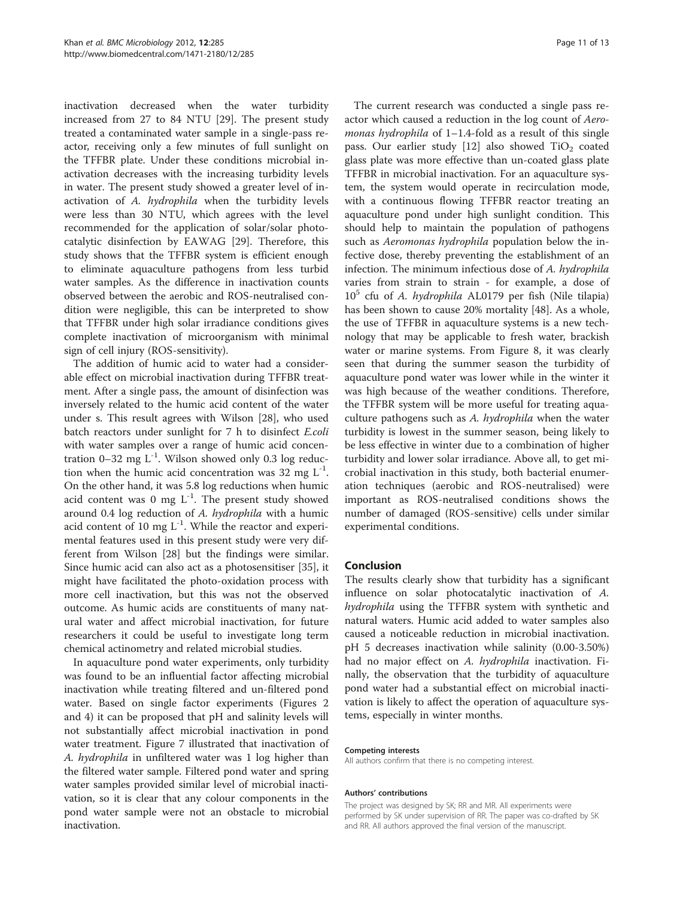inactivation decreased when the water turbidity increased from 27 to 84 NTU [29]. The present study treated a contaminated water sample in a single-pass reactor, receiving only a few minutes of full sunlight on the TFFBR plate. Under these conditions microbial inactivation decreases with the increasing turbidity levels in water. The present study showed a greater level of inactivation of *A. hydrophila* when the turbidity levels were less than 30 NTU, which agrees with the level recommended for the application of solar/solar photocatalytic disinfection by EAWAG [29]. Therefore, this study shows that the TFFBR system is efficient enough to eliminate aquaculture pathogens from less turbid water samples. As the difference in inactivation counts observed between the aerobic and ROS-neutralised condition were negligible, this can be interpreted to show that TFFBR under high solar irradiance conditions gives complete inactivation of microorganism with minimal sign of cell injury (ROS-sensitivity).

The addition of humic acid to water had a considerable effect on microbial inactivation during TFFBR treatment. After a single pass, the amount of disinfection was inversely related to the humic acid content of the water under s. This result agrees with Wilson [28], who used batch reactors under sunlight for 7 h to disinfect *E.coli* with water samples over a range of humic acid concentration 0–32 mg $L^{-1}$. Wilson showed only 0.3 log reduction when the humic acid concentration was 32 mg $L^{-1}$. On the other hand, it was 5.8 log reductions when humic acid content was 0 mg $L^{-1}$. The present study showed around 0.4 log reduction of *A. hydrophila* with a humic acid content of 10 mg $L^{-1}$. While the reactor and experimental features used in this present study were very different from Wilson [28] but the findings were similar. Since humic acid can also act as a photosensitiser [35], it might have facilitated the photo-oxidation process with more cell inactivation, but this was not the observed outcome. As humic acids are constituents of many natural water and affect microbial inactivation, for future researchers it could be useful to investigate long term chemical actinometry and related microbial studies.

In aquaculture pond water experiments, only turbidity was found to be an influential factor affecting microbial inactivation while treating filtered and un-filtered pond water. Based on single factor experiments (Figures 2 and 4) it can be proposed that pH and salinity levels will not substantially affect microbial inactivation in pond water treatment. Figure 7 illustrated that inactivation of *A. hydrophila* in unfiltered water was 1 log higher than the filtered water sample. Filtered pond water and spring water samples provided similar level of microbial inactivation, so it is clear that any colour components in the pond water sample were not an obstacle to microbial inactivation.

The current research was conducted a single pass reactor which caused a reduction in the log count of *Aeromonas hydrophila* of 1–1.4-fold as a result of this single pass. Our earlier study [12] also showed $TiO_2$ coated glass plate was more effective than un-coated glass plate TFFBR in microbial inactivation. For an aquaculture system, the system would operate in recirculation mode, with a continuous flowing TFFBR reactor treating an aquaculture pond under high sunlight condition. This should help to maintain the population of pathogens such as *Aeromonas hydrophila* population below the infective dose, thereby preventing the establishment of an infection. The minimum infectious dose of *A. hydrophila* varies from strain to strain - for example, a dose of $10^5$ cfu of *A. hydrophila* AL0179 per fish (Nile tilapia) has been shown to cause 20% mortality [48]. As a whole, the use of TFFBR in aquaculture systems is a new technology that may be applicable to fresh water, brackish water or marine systems. From Figure 8, it was clearly seen that during the summer season the turbidity of aquaculture pond water was lower while in the winter it was high because of the weather conditions. Therefore, the TFFBR system will be more useful for treating aquaculture pathogens such as *A. hydrophila* when the water turbidity is lowest in the summer season, being likely to be less effective in winter due to a combination of higher turbidity and lower solar irradiance. Above all, to get microbial inactivation in this study, both bacterial enumeration techniques (aerobic and ROS-neutralised) were important as ROS-neutralised conditions shows the number of damaged (ROS-sensitive) cells under similar experimental conditions.

## Conclusion

The results clearly show that turbidity has a significant influence on solar photocatalytic inactivation of *A. hydrophila* using the TFFBR system with synthetic and natural waters. Humic acid added to water samples also caused a noticeable reduction in microbial inactivation. pH 5 decreases inactivation while salinity (0.00-3.50%) had no major effect on *A. hydrophila* inactivation. Finally, the observation that the turbidity of aquaculture pond water had a substantial effect on microbial inactivation is likely to affect the operation of aquaculture systems, especially in winter months.

#### Competing interests

All authors confirm that there is no competing interest.

#### Authors' contributions

The project was designed by SK; RR and MR. All experiments were performed by SK under supervision of RR. The paper was co-drafted by SK and RR. All authors approved the final version of the manuscript.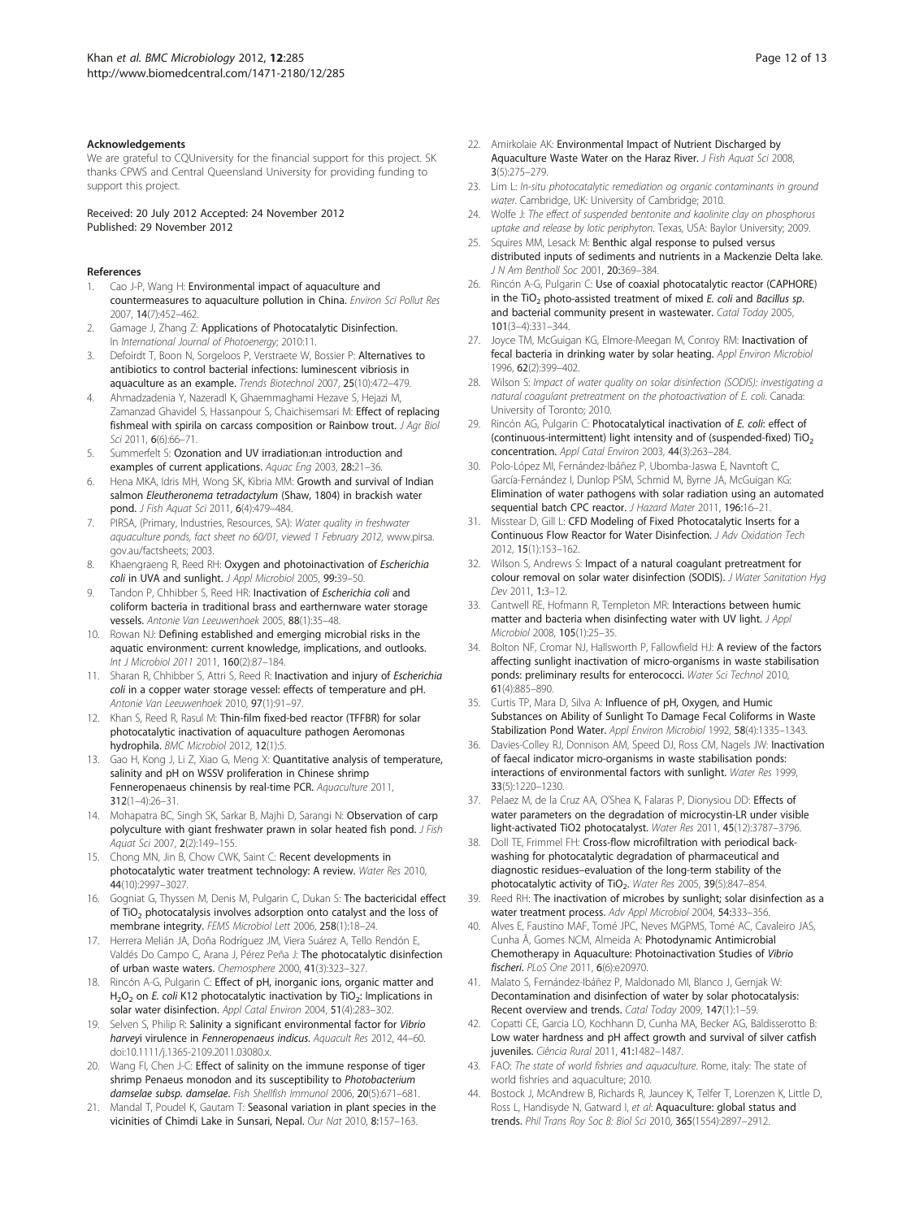### Acknowledgements

We are grateful to CQUniversity for the financial support for this project. SK thanks CPWS and Central Queensland University for providing funding to support this project.

Received: 20 July 2012 Accepted: 24 November 2012
Published: 29 November 2012

### References

1. Cao J-P, Wang H: **Environmental impact of aquaculture and countermeasures to aquaculture pollution in China.** *Environ Sci Pollut Res* 2007, **14**(7):452–462.
2. Gamage J, Zhang Z: **Applications of Photocatalytic Disinfection.** In *International Journal of Photoenergy*; 2010:11.
3. Defoirdt T, Boon N, Sorgeloos P, Verstraete W, Bossier P: **Alternatives to antibiotics to control bacterial infections: luminescent vibriosis in aquaculture as an example.** *Trends Biotechnol* 2007, **25**(10):472–479.
4. Ahmadzadenia Y, Nazeradl K, Ghaemmaghami Hezave S, Hejazi M, Zamanzad Ghavidel S, Hassanpour S, Chaichisemsari M: **Effect of replacing fishmeal with spirila on carcass composition or Rainbow trout.** *J Agr Biol Sci* 2011, **6**(6):66–71.
5. Summerfelt S: **Ozonation and UV irradiation:an introduction and examples of current applications.** *Aquac Eng* 2003, **28:**21–36.
6. Hena MKA, Idris MH, Wong SK, Kibria MM: **Growth and survival of Indian salmon *Eleutheronema tetradactylum* (Shaw, 1804) in brackish water pond.** *J Fish Aquat Sci* 2011, **6**(4):479–484.
7. PIRSA, (Primary, Industries, Resources, SA): *Water quality in freshwater aquaculture ponds, fact sheet no 60/01, viewed 1 February 2012,* www.pirsa.gov.au/factsheets; 2003.
8. Khaengraeng R, Reed RH: **Oxygen and photoinactivation of *Escherichia coli* in UVA and sunlight.** *J Appl Microbiol* 2005, **99:**39–50.
9. Tandon P, Chhibber S, Reed HR: **Inactivation of *Escherichia coli* and coliform bacteria in traditional brass and earthernware water storage vessels.** *Antonie Van Leeuwenhoek* 2005, **88**(1):35–48.
10. Rowan NJ: **Defining established and emerging microbial risks in the aquatic environment: current knowledge, implications, and outlooks.** *Int J Microbiol 2011* 2011, **160**(2):87–184.
11. Sharan R, Chhibber S, Attri S, Reed R: **Inactivation and injury of *Escherichia coli* in a copper water storage vessel: effects of temperature and pH.** *Antonie Van Leeuwenhoek* 2010, **97**(1):91–97.
12. Khan S, Reed R, Rasul M: **Thin-film fixed-bed reactor (TFFBR) for solar photocatalytic inactivation of aquaculture pathogen Aeromonas hydrophila.** *BMC Microbiol* 2012, **12**(1):5.
13. Gao H, Kong J, Li Z, Xiao G, Meng X: **Quantitative analysis of temperature, salinity and pH on WSSV proliferation in Chinese shrimp Fenneropenaeus chinensis by real-time PCR.** *Aquaculture* 2011, **312**(1–4):26–31.
14. Mohapatra BC, Singh SK, Sarkar B, Majhi D, Sarangi N: **Observation of carp polyculture with giant freshwater prawn in solar heated fish pond.** *J Fish Aquat Sci* 2007, **2**(2):149–155.
15. Chong MN, Jin B, Chow CWK, Saint C: **Recent developments in photocatalytic water treatment technology: A review.** *Water Res* 2010, **44**(10):2997–3027.
16. Gogniat G, Thyssen M, Denis M, Pulgarin C, Dukan S: **The bactericidal effect of $TiO_2$ photocatalysis involves adsorption onto catalyst and the loss of membrane integrity.** *FEMS Microbiol Lett* 2006, **258**(1):18–24.
17. Herrera Melián JA, Doña Rodríguez JM, Viera Suárez A, Tello Rendón E, Valdés Do Campo C, Arana J, Pérez Peña J: **The photocatalytic disinfection of urban waste waters.** *Chemosphere* 2000, **41**(3):323–327.
18. Rincón A-G, Pulgarin C: **Effect of pH, inorganic ions, organic matter and $H_2O_2$ on *E. coli* K12 photocatalytic inactivation by $TiO_2$: Implications in solar water disinfection.** *Appl Catal Environ* 2004, **51**(4):283–302.
19. Selven S, Philip R: **Salinity a significant environmental factor for *Vibrio harveyi* virulence in *Fenneropenaeus indicus*.** *Aquacult Res* 2012, 44–60. doi:10.1111/j.1365-2109.2011.03080.x.
20. Wang FI, Chen J-C: **Effect of salinity on the immune response of tiger shrimp Penaeus monodon and its susceptibility to *Photobacterium damselae subsp. damselae*.** *Fish Shellfish Immunol* 2006, **20**(5):671–681.
21. Mandal T, Poudel K, Gautam T: **Seasonal variation in plant species in the vicinities of Chimdi Lake in Sunsari, Nepal.** *Our Nat* 2010, **8:**157–163.
22. Amirkolaie AK: **Environmental Impact of Nutrient Discharged by Aquaculture Waste Water on the Haraz River.** *J Fish Aquat Sci* 2008, **3**(5):275–279.
23. Lim L: *In-situ photocatalytic remediation og organic contaminants in ground water.* Cambridge, UK: University of Cambridge; 2010.
24. Wolfe J: *The effect of suspended bentonite and kaolinite clay on phosphorus uptake and release by lotic periphyton.* Texas, USA: Baylor University; 2009.
25. Squires MM, Lesack M: **Benthic algal response to pulsed versus distributed inputs of sediments and nutrients in a Mackenzie Delta lake.** *J N Am Bentholl Soc* 2001, **20:**369–384.
26. Rincón A-G, Pulgarin C: **Use of coaxial photocatalytic reactor (CAPHORE) in the $TiO_2$ photo-assisted treatment of mixed *E. coli* and *Bacillus sp.* and bacterial community present in wastewater.** *Catal Today* 2005, **101**(3–4):331–344.
27. Joyce TM, McGuigan KG, Elmore-Meegan M, Conroy RM: **Inactivation of fecal bacteria in drinking water by solar heating.** *Appl Environ Microbiol* 1996, **62**(2):399–402.
28. Wilson S: *Impact of water quality on solar disinfection (SODIS): investigating a natural coagulant pretreatment on the photoactivation of E. coli.* Canada: University of Toronto; 2010.
29. Rincón AG, Pulgarin C: **Photocatalytical inactivation of *E. coli*: effect of (continuous-intermittent) light intensity and of (suspended-fixed) $TiO_2$ concentration.** *Appl Catal Environ* 2003, **44**(3):263–284.
30. Polo-López MI, Fernández-Ibáñez P, Ubomba-Jaswa E, Navntoft C, García-Fernández I, Dunlop PSM, Schmid M, Byrne JA, McGuigan KG: **Elimination of water pathogens with solar radiation using an automated sequential batch CPC reactor.** *J Hazard Mater* 2011, **196:**16–21.
31. Misstear D, Gill L: **CFD Modeling of Fixed Photocatalytic Inserts for a Continuous Flow Reactor for Water Disinfection.** *J Adv Oxidation Tech* 2012, **15**(1):153–162.
32. Wilson S, Andrews S: **Impact of a natural coagulant pretreatment for colour removal on solar water disinfection (SODIS).** *J Water Sanitation Hyg Dev* 2011, **1:**3–12.
33. Cantwell RE, Hofmann R, Templeton MR: **Interactions between humic matter and bacteria when disinfecting water with UV light.** *J Appl Microbiol* 2008, **105**(1):25–35.
34. Bolton NF, Cromar NJ, Hallsworth P, Fallowfield HJ: **A review of the factors affecting sunlight inactivation of micro-organisms in waste stabilisation ponds: preliminary results for enterococci.** *Water Sci Technol* 2010, **61**(4):885–890.
35. Curtis TP, Mara D, Silva A: **Influence of pH, Oxygen, and Humic Substances on Ability of Sunlight To Damage Fecal Coliforms in Waste Stabilization Pond Water.** *Appl Environ Microbiol* 1992, **58**(4):1335–1343.
36. Davies-Colley RJ, Donnison AM, Speed DJ, Ross CM, Nagels JW: **Inactivation of faecal indicator micro-organisms in waste stabilisation ponds: interactions of environmental factors with sunlight.** *Water Res* 1999, **33**(5):1220–1230.
37. Pelaez M, de la Cruz AA, O'Shea K, Falaras P, Dionysiou DD: **Effects of water parameters on the degradation of microcystin-LR under visible light-activated TiO2 photocatalyst.** *Water Res* 2011, **45**(12):3787–3796.
38. Doll TE, Frimmel FH: **Cross-flow microfiltration with periodical back-washing for photocatalytic degradation of pharmaceutical and diagnostic residues–evaluation of the long-term stability of the photocatalytic activity of $TiO_2$.** *Water Res* 2005, **39**(5):847–854.
39. Reed RH: **The inactivation of microbes by sunlight; solar disinfection as a water treatment process.** *Adv Appl Microbiol* 2004, **54:**333–356.
40. Alves E, Faustino MAF, Tomé JPC, Neves MGPMS, Tomé AC, Cavaleiro JAS, Cunha Â, Gomes NCM, Almeida A: **Photodynamic Antimicrobial Chemotherapy in Aquaculture: Photoinactivation Studies of *Vibrio fischeri*.** *PLoS One* 2011, **6**(6):e20970.
41. Malato S, Fernández-Ibáñez P, Maldonado MI, Blanco J, Gernjak W: **Decontamination and disinfection of water by solar photocatalysis: Recent overview and trends.** *Catal Today* 2009, **147**(1):1–59.
42. Copatti CE, Garcia LO, Kochhann D, Cunha MA, Becker AG, Baldisserotto B: **Low water hardness and pH affect growth and survival of silver catfish juveniles.** *Ciência Rural* 2011, **41:**1482–1487.
43. FAO: *The state of world fishries and aquaculture.* Rome, italy: The state of world fishries and aquaculture; 2010.
44. Bostock J, McAndrew B, Richards R, Jauncey K, Telfer T, Lorenzen K, Little D, Ross L, Handisyde N, Gatward I, *et al*: **Aquaculture: global status and trends.** *Phil Trans Roy Soc B: Biol Sci* 2010, **365**(1554):2897–2912.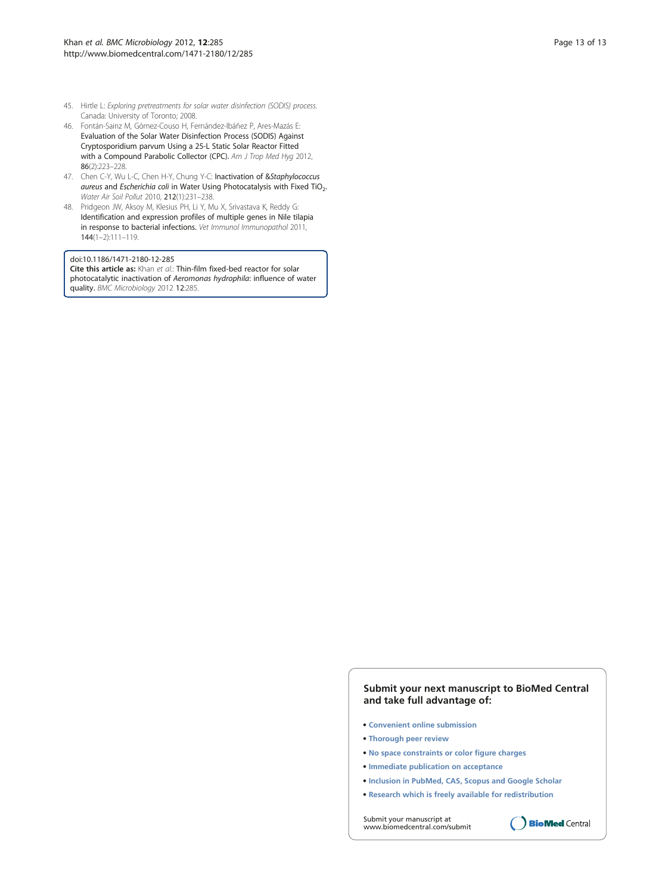45. Hirtle L: *Exploring pretreatments for solar water disinfection (SODIS) process.* Canada: University of Toronto; 2008.
46. Fontán-Sainz M, Gómez-Couso H, Fernández-Ibáñez P, Ares-Mazás E: **Evaluation of the Solar Water Disinfection Process (SODIS) Against Cryptosporidium parvum Using a 25-L Static Solar Reactor Fitted with a Compound Parabolic Collector (CPC).** *Am J Trop Med Hyg* 2012, **86**(2):223–228.
47. Chen C-Y, Wu L-C, Chen H-Y, Chung Y-C: **Inactivation of &*Staphylococcus aureus* and *Escherichia coli* in Water Using Photocatalysis with Fixed $TiO_2$.** *Water Air Soil Pollut* 2010, **212**(1):231–238.
48. Pridgeon JW, Aksoy M, Klesius PH, Li Y, Mu X, Srivastava K, Reddy G: **Identification and expression profiles of multiple genes in Nile tilapia in response to bacterial infections.** *Vet Immunol Immunopathol* 2011, **144**(1–2):111–119.

doi:10.1186/1471-2180-12-285
**Cite this article as:** Khan *et al.*: Thin-film fixed-bed reactor for solar photocatalytic inactivation of *Aeromonas hydrophila*: influence of water quality. *BMC Microbiology* 2012 **12**:285.

**Submit your next manuscript to BioMed Central and take full advantage of:**

- **Convenient online submission**
- **Thorough peer review**
- **No space constraints or color figure charges**
- **Immediate publication on acceptance**
- **Inclusion in PubMed, CAS, Scopus and Google Scholar**
- **Research which is freely available for redistribution**

Submit your manuscript at
www.biomedcentral.com/submit

BioMed Central